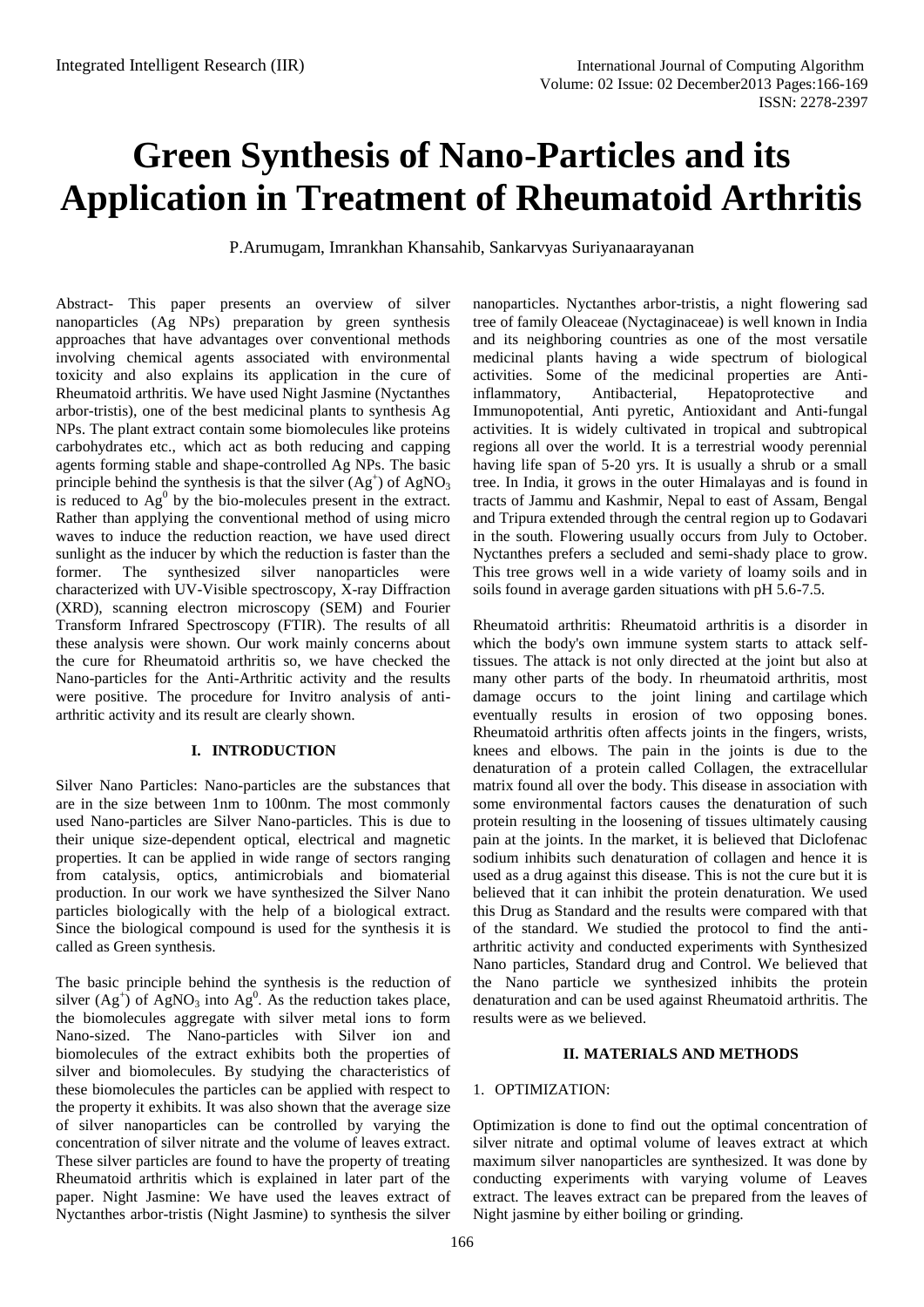# Green Synthesis of Nano-Particles and its Application in Treatment of Rheumatoid Arthritis

P.Arumugam, Imrankhan Khansahib, Sankarvyas Suriyanaarayanan

Abstract- This paper presents an overview of silver nanoparticles (Ag NPs) preparation by green synthesis approaches that have advantages over conventional methods involving chemical agents associated with environmental toxicity and also explains its application in the cure of Rheumatoid arthritis. We have used Night Jasmine (Nyctanthes arbor-tristis), one of the best medicinal plants to synthesis Ag NPs. The plant extract contain some biomolecules like proteins carbohydrates etc., which act as both reducing and capping agents forming stable and shape-controlled Ag NPs. The basic principle behind the synthesis is that the silver ($Ag^+$) of $AgNO_3$ is reduced to $Ag^0$ by the bio-molecules present in the extract. Rather than applying the conventional method of using micro waves to induce the reduction reaction, we have used direct sunlight as the inducer by which the reduction is faster than the former. The synthesized silver nanoparticles were characterized with UV-Visible spectroscopy, X-ray Diffraction (XRD), scanning electron microscopy (SEM) and Fourier Transform Infrared Spectroscopy (FTIR). The results of all these analysis were shown. Our work mainly concerns about the cure for Rheumatoid arthritis so, we have checked the Nano-particles for the Anti-Arthritic activity and the results were positive. The procedure for Invitro analysis of anti-arthritic activity and its result are clearly shown.

## I. INTRODUCTION

Silver Nano Particles: Nano-particles are the substances that are in the size between 1nm to 100nm. The most commonly used Nano-particles are Silver Nano-particles. This is due to their unique size-dependent optical, electrical and magnetic properties. It can be applied in wide range of sectors ranging from catalysis, optics, antimicrobials and biomaterial production. In our work we have synthesized the Silver Nano particles biologically with the help of a biological extract. Since the biological compound is used for the synthesis it is called as Green synthesis.

The basic principle behind the synthesis is the reduction of silver ($Ag^+$) of $AgNO_3$ into $Ag^0$. As the reduction takes place, the biomolecules aggregate with silver metal ions to form Nano-sized. The Nano-particles with Silver ion and biomolecules of the extract exhibits both the properties of silver and biomolecules. By studying the characteristics of these biomolecules the particles can be applied with respect to the property it exhibits. It was also shown that the average size of silver nanoparticles can be controlled by varying the concentration of silver nitrate and the volume of leaves extract. These silver particles are found to have the property of treating Rheumatoid arthritis which is explained in later part of the paper. Night Jasmine: We have used the leaves extract of Nyctanthes arbor-tristis (Night Jasmine) to synthesis the silver nanoparticles. Nyctanthes arbor-tristis, a night flowering sad tree of family Oleaceae (Nyctaginaceae) is well known in India and its neighboring countries as one of the most versatile medicinal plants having a wide spectrum of biological activities. Some of the medicinal properties are Anti-inflammatory, Antibacterial, Hepatoprotective and Immunopotential, Anti pyretic, Antioxidant and Anti-fungal activities. It is widely cultivated in tropical and subtropical regions all over the world. It is a terrestrial woody perennial having life span of 5-20 yrs. It is usually a shrub or a small tree. In India, it grows in the outer Himalayas and is found in tracts of Jammu and Kashmir, Nepal to east of Assam, Bengal and Tripura extended through the central region up to Godavari in the south. Flowering usually occurs from July to October. Nyctanthes prefers a secluded and semi-shady place to grow. This tree grows well in a wide variety of loamy soils and in soils found in average garden situations with pH 5.6-7.5.

Rheumatoid arthritis: Rheumatoid arthritis is a disorder in which the body's own immune system starts to attack self-tissues. The attack is not only directed at the joint but also at many other parts of the body. In rheumatoid arthritis, most damage occurs to the joint lining and cartilage which eventually results in erosion of two opposing bones. Rheumatoid arthritis often affects joints in the fingers, wrists, knees and elbows. The pain in the joints is due to the denaturation of a protein called Collagen, the extracellular matrix found all over the body. This disease in association with some environmental factors causes the denaturation of such protein resulting in the loosening of tissues ultimately causing pain at the joints. In the market, it is believed that Diclofenac sodium inhibits such denaturation of collagen and hence it is used as a drug against this disease. This is not the cure but it is believed that it can inhibit the protein denaturation. We used this Drug as Standard and the results were compared with that of the standard. We studied the protocol to find the anti-arthritic activity and conducted experiments with Synthesized Nano particles, Standard drug and Control. We believed that the Nano particle we synthesized inhibits the protein denaturation and can be used against Rheumatoid arthritis. The results were as we believed.

## II. MATERIALS AND METHODS

### 1. OPTIMIZATION:

Optimization is done to find out the optimal concentration of silver nitrate and optimal volume of leaves extract at which maximum silver nanoparticles are synthesized. It was done by conducting experiments with varying volume of Leaves extract. The leaves extract can be prepared from the leaves of Night jasmine by either boiling or grinding.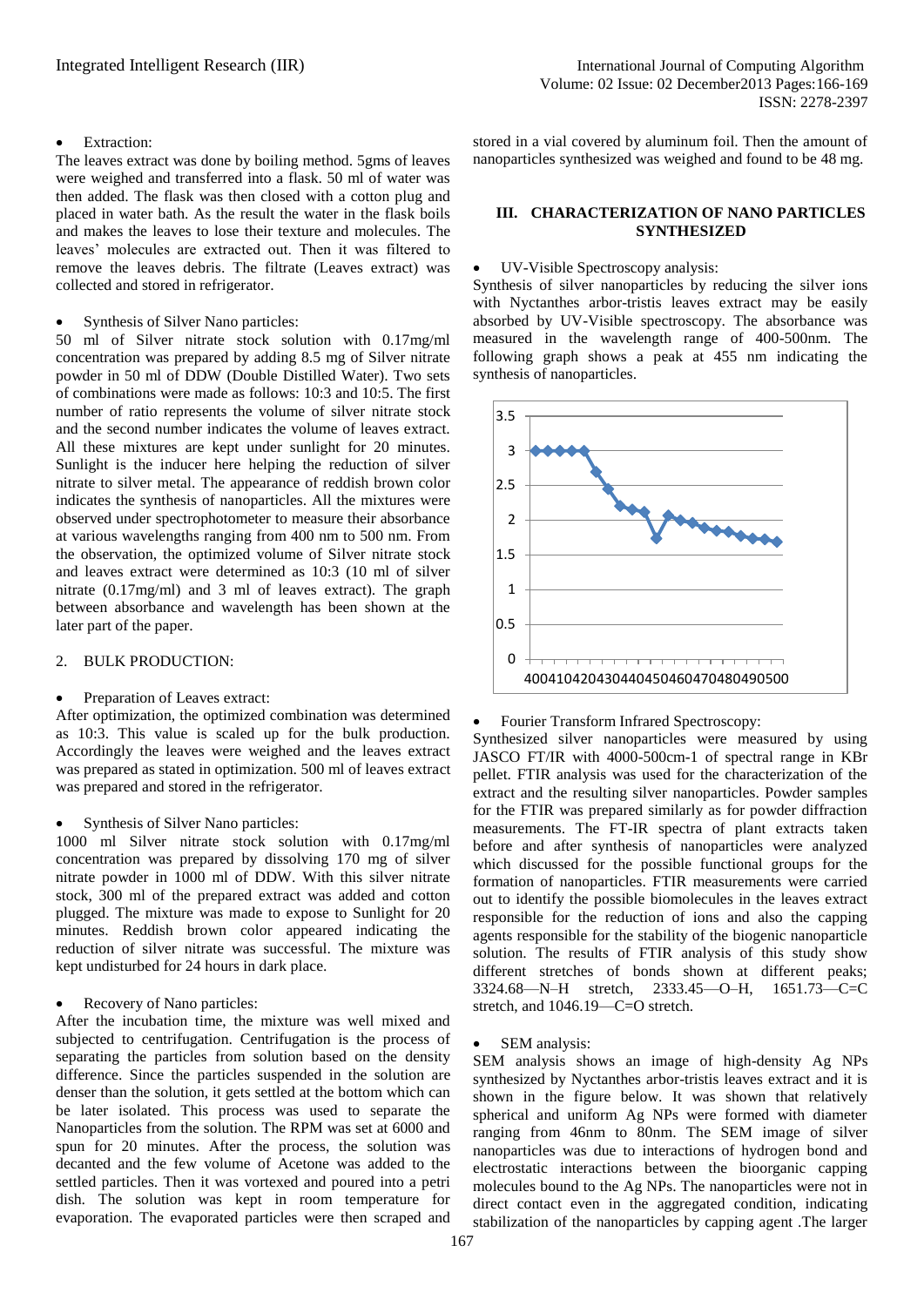- Extraction:

The leaves extract was done by boiling method. 5gms of leaves were weighed and transferred into a flask. 50 ml of water was then added. The flask was then closed with a cotton plug and placed in water bath. As the result the water in the flask boils and makes the leaves to lose their texture and molecules. The leaves' molecules are extracted out. Then it was filtered to remove the leaves debris. The filtrate (Leaves extract) was collected and stored in refrigerator.

- Synthesis of Silver Nano particles:

50 ml of Silver nitrate stock solution with 0.17mg/ml concentration was prepared by adding 8.5 mg of Silver nitrate powder in 50 ml of DDW (Double Distilled Water). Two sets of combinations were made as follows: 10:3 and 10:5. The first number of ratio represents the volume of silver nitrate stock and the second number indicates the volume of leaves extract. All these mixtures are kept under sunlight for 20 minutes. Sunlight is the inducer here helping the reduction of silver nitrate to silver metal. The appearance of reddish brown color indicates the synthesis of nanoparticles. All the mixtures were observed under spectrophotometer to measure their absorbance at various wavelengths ranging from 400 nm to 500 nm. From the observation, the optimized volume of Silver nitrate stock and leaves extract were determined as 10:3 (10 ml of silver nitrate (0.17mg/ml) and 3 ml of leaves extract). The graph between absorbance and wavelength has been shown at the later part of the paper.

2. BULK PRODUCTION:

- Preparation of Leaves extract:

After optimization, the optimized combination was determined as 10:3. This value is scaled up for the bulk production. Accordingly the leaves were weighed and the leaves extract was prepared as stated in optimization. 500 ml of leaves extract was prepared and stored in the refrigerator.

- Synthesis of Silver Nano particles:

1000 ml Silver nitrate stock solution with 0.17mg/ml concentration was prepared by dissolving 170 mg of silver nitrate powder in 1000 ml of DDW. With this silver nitrate stock, 300 ml of the prepared extract was added and cotton plugged. The mixture was made to expose to Sunlight for 20 minutes. Reddish brown color appeared indicating the reduction of silver nitrate was successful. The mixture was kept undisturbed for 24 hours in dark place.

- Recovery of Nano particles:

After the incubation time, the mixture was well mixed and subjected to centrifugation. Centrifugation is the process of separating the particles from solution based on the density difference. Since the particles suspended in the solution are denser than the solution, it gets settled at the bottom which can be later isolated. This process was used to separate the Nanoparticles from the solution. The RPM was set at 6000 and spun for 20 minutes. After the process, the solution was decanted and the few volume of Acetone was added to the settled particles. Then it was vortexed and poured into a petri dish. The solution was kept in room temperature for evaporation. The evaporated particles were then scraped and stored in a vial covered by aluminum foil. Then the amount of nanoparticles synthesized was weighed and found to be 48 mg.

## III. CHARACTERIZATION OF NANO PARTICLES SYNTHESIZED

- UV-Visible Spectroscopy analysis:

Synthesis of silver nanoparticles by reducing the silver ions with Nyctanthes arbor-tristis leaves extract may be easily absorbed by UV-Visible spectroscopy. The absorbance was measured in the wavelength range of 400-500nm. The following graph shows a peak at 455 nm indicating the synthesis of nanoparticles.

- Fourier Transform Infrared Spectroscopy:

Synthesized silver nanoparticles were measured by using JASCO FT/IR with 4000-500cm-1 of spectral range in KBr pellet. FTIR analysis was used for the characterization of the extract and the resulting silver nanoparticles. Powder samples for the FTIR was prepared similarly as for powder diffraction measurements. The FT-IR spectra of plant extracts taken before and after synthesis of nanoparticles were analyzed which discussed for the possible functional groups for the formation of nanoparticles. FTIR measurements were carried out to identify the possible biomolecules in the leaves extract responsible for the reduction of ions and also the capping agents responsible for the stability of the biogenic nanoparticle solution. The results of FTIR analysis of this study show different stretches of bonds shown at different peaks; 3324.68—N–H stretch, 2333.45—O–H, 1651.73—C=C stretch, and 1046.19—C=O stretch.

- SEM analysis:

SEM analysis shows an image of high-density Ag NPs synthesized by Nyctanthes arbor-tristis leaves extract and it is shown in the figure below. It was shown that relatively spherical and uniform Ag NPs were formed with diameter ranging from 46nm to 80nm. The SEM image of silver nanoparticles was due to interactions of hydrogen bond and electrostatic interactions between the bioorganic capping molecules bound to the Ag NPs. The nanoparticles were not in direct contact even in the aggregated condition, indicating stabilization of the nanoparticles by capping agent .The larger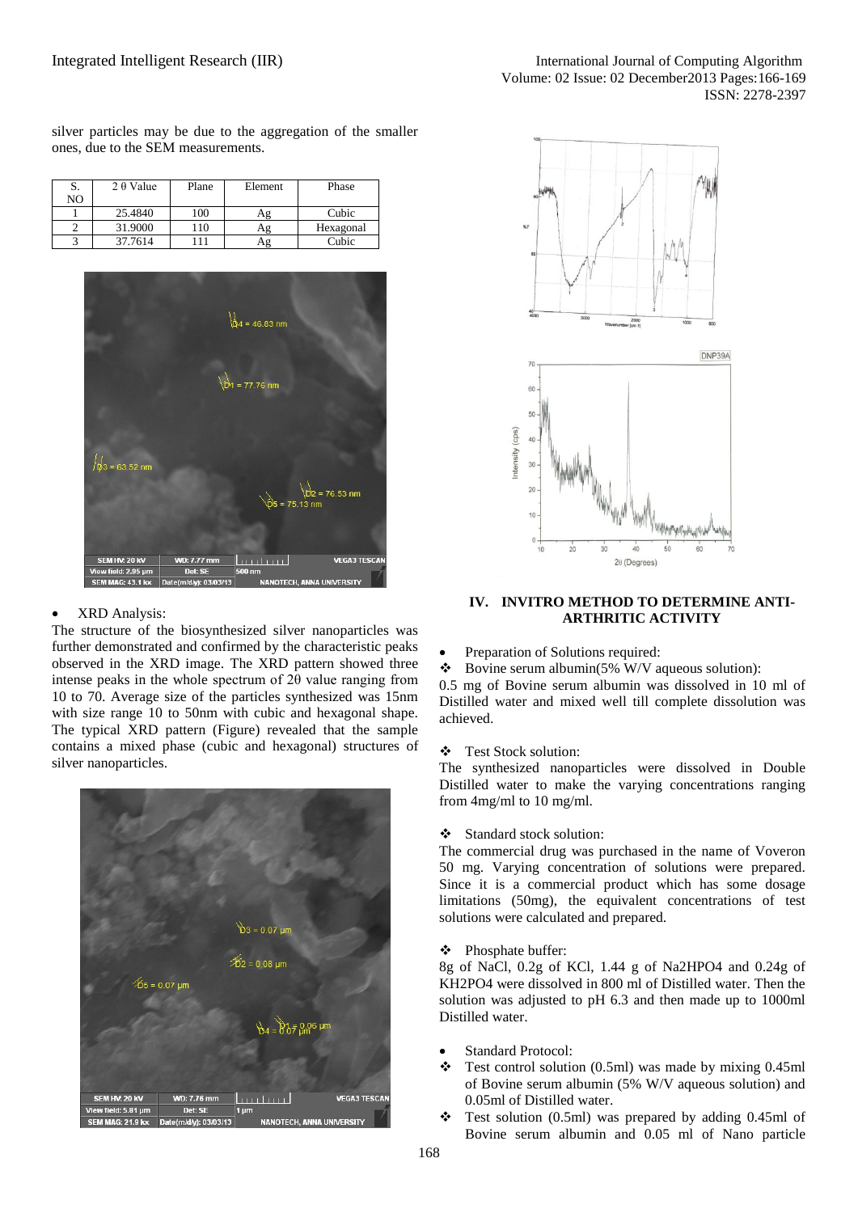silver particles may be due to the aggregation of the smaller ones, due to the SEM measurements.

| S. NO | 2 θ Value | Plane | Element | Phase |
|---|---|---|---|---|
| 1 | 25.4840 | 100 | Ag | Cubic |
| 2 | 31.9000 | 110 | Ag | Hexagonal |
| 3 | 37.7614 | 111 | Ag | Cubic |

- XRD Analysis:

The structure of the biosynthesized silver nanoparticles was further demonstrated and confirmed by the characteristic peaks observed in the XRD image. The XRD pattern showed three intense peaks in the whole spectrum of 2θ value ranging from 10 to 70. Average size of the particles synthesized was 15nm with size range 10 to 50nm with cubic and hexagonal shape. The typical XRD pattern (Figure) revealed that the sample contains a mixed phase (cubic and hexagonal) structures of silver nanoparticles.

## IV. INVITRO METHOD TO DETERMINE ANTI-ARTHRITIC ACTIVITY

- Preparation of Solutions required:

❖ Bovine serum albumin(5% W/V aqueous solution):

0.5 mg of Bovine serum albumin was dissolved in 10 ml of Distilled water and mixed well till complete dissolution was achieved.

❖ Test Stock solution:

The synthesized nanoparticles were dissolved in Double Distilled water to make the varying concentrations ranging from 4mg/ml to 10 mg/ml.

❖ Standard stock solution:

The commercial drug was purchased in the name of Voveron 50 mg. Varying concentration of solutions were prepared. Since it is a commercial product which has some dosage limitations (50mg), the equivalent concentrations of test solutions were calculated and prepared.

❖ Phosphate buffer:

8g of NaCl, 0.2g of KCl, 1.44 g of $Na_2HPO_4$ and 0.24g of $KH_2PO_4$ were dissolved in 800 ml of Distilled water. Then the solution was adjusted to pH 6.3 and then made up to 1000ml Distilled water.

- Standard Protocol:

❖ Test control solution (0.5ml) was made by mixing 0.45ml of Bovine serum albumin (5% W/V aqueous solution) and 0.05ml of Distilled water.

❖ Test solution (0.5ml) was prepared by adding 0.45ml of Bovine serum albumin and 0.05 ml of Nano particle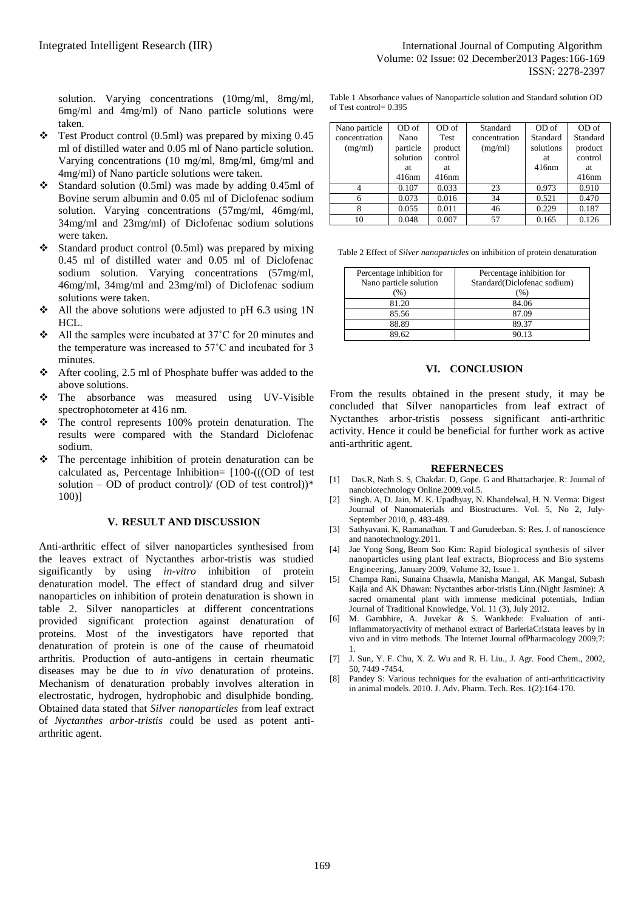solution. Varying concentrations (10mg/ml, 8mg/ml, 6mg/ml and 4mg/ml) of Nano particle solutions were taken.

- ❖ Test Product control (0.5ml) was prepared by mixing 0.45 ml of distilled water and 0.05 ml of Nano particle solution. Varying concentrations (10 mg/ml, 8mg/ml, 6mg/ml and 4mg/ml) of Nano particle solutions were taken.
- ❖ Standard solution (0.5ml) was made by adding 0.45ml of Bovine serum albumin and 0.05 ml of Diclofenac sodium solution. Varying concentrations (57mg/ml, 46mg/ml, 34mg/ml and 23mg/ml) of Diclofenac sodium solutions were taken.
- ❖ Standard product control (0.5ml) was prepared by mixing 0.45 ml of distilled water and 0.05 ml of Diclofenac sodium solution. Varying concentrations (57mg/ml, 46mg/ml, 34mg/ml and 23mg/ml) of Diclofenac sodium solutions were taken.
- ❖ All the above solutions were adjusted to pH 6.3 using 1N HCL.
- ❖ All the samples were incubated at 37˚C for 20 minutes and the temperature was increased to 57˚C and incubated for 3 minutes.
- ❖ After cooling, 2.5 ml of Phosphate buffer was added to the above solutions.
- ❖ The absorbance was measured using UV-Visible spectrophotometer at 416 nm.
- ❖ The control represents 100% protein denaturation. The results were compared with the Standard Diclofenac sodium.
- ❖ The percentage inhibition of protein denaturation can be calculated as, Percentage Inhibition= [100-(((OD of test solution – OD of product control)/ (OD of test control))* 100)]

## V. RESULT AND DISCUSSION

Anti-arthritic effect of silver nanoparticles synthesised from the leaves extract of Nyctanthes arbor-tristis was studied significantly by using *in-vitro* inhibition of protein denaturation model. The effect of standard drug and silver nanoparticles on inhibition of protein denaturation is shown in table 2. Silver nanoparticles at different concentrations provided significant protection against denaturation of proteins. Most of the investigators have reported that denaturation of protein is one of the cause of rheumatoid arthritis. Production of auto-antigens in certain rheumatic diseases may be due to *in vivo* denaturation of proteins. Mechanism of denaturation probably involves alteration in electrostatic, hydrogen, hydrophobic and disulphide bonding. Obtained data stated that *Silver nanoparticles* from leaf extract of *Nyctanthes arbor-tristis* could be used as potent anti-arthritic agent.

Table 1 Absorbance values of Nanoparticle solution and Standard solution OD of Test control= 0.395

| Nano particle concentration (mg/ml) | OD of Nano particle solution at 416nm | OD of Test product control at 416nm | Standard concentration (mg/ml) | OD of Standard solutions at 416nm | OD of Standard product control at 416nm |
|---|---|---|---|---|---|
| 4 | 0.107 | 0.033 | 23 | 0.973 | 0.910 |
| 6 | 0.073 | 0.016 | 34 | 0.521 | 0.470 |
| 8 | 0.055 | 0.011 | 46 | 0.229 | 0.187 |
| 10 | 0.048 | 0.007 | 57 | 0.165 | 0.126 |

Table 2 Effect of *Silver nanoparticles* on inhibition of protein denaturation

| Percentage inhibition for Nano particle solution (%) | Percentage inhibition for Standard(Diclofenac sodium) (%) |
|---|---|
| 81.20 | 84.06 |
| 85.56 | 87.09 |
| 88.89 | 89.37 |
| 89.62 | 90.13 |

## VI. CONCLUSION

From the results obtained in the present study, it may be concluded that Silver nanoparticles from leaf extract of Nyctanthes arbor-tristis possess significant anti-arthritic activity. Hence it could be beneficial for further work as active anti-arthritic agent.

## REFERNECES

[1] Das.R, Nath S. S, Chakdar. D, Gope. G and Bhattacharjee. R: Journal of nanobiotechnology Online.2009.vol.5.

[2] Singh. A, D. Jain, M. K. Upadhyay, N. Khandelwal, H. N. Verma: Digest Journal of Nanomaterials and Biostructures. Vol. 5, No 2, July-September 2010, p. 483-489.

[3] Sathyavani. K, Ramanathan. T and Gurudeeban. S: Res. J. of nanoscience and nanotechnology.2011.

[4] Jae Yong Song, Beom Soo Kim: Rapid biological synthesis of silver nanoparticles using plant leaf extracts, Bioprocess and Bio systems Engineering, January 2009, Volume 32, Issue 1.

[5] Champa Rani, Sunaina Chaawla, Manisha Mangal, AK Mangal, Subash Kajla and AK Dhawan: Nyctanthes arbor-tristis Linn.(Night Jasmine): A sacred ornamental plant with immense medicinal potentials, Indian Journal of Traditional Knowledge, Vol. 11 (3), July 2012.

[6] M. Gambhire, A. Juvekar & S. Wankhede: Evaluation of anti-inflammatoryactivity of methanol extract of BarleriaCristata leaves by in vivo and in vitro methods. The Internet Journal ofPharmacology 2009;7: 1.

[7] J. Sun, Y. F. Chu, X. Z. Wu and R. H. Liu., J. Agr. Food Chem., 2002, 50, 7449 -7454.

[8] Pandey S: Various techniques for the evaluation of anti-arthriticactivity in animal models. 2010. J. Adv. Pharm. Tech. Res. 1(2):164-170.